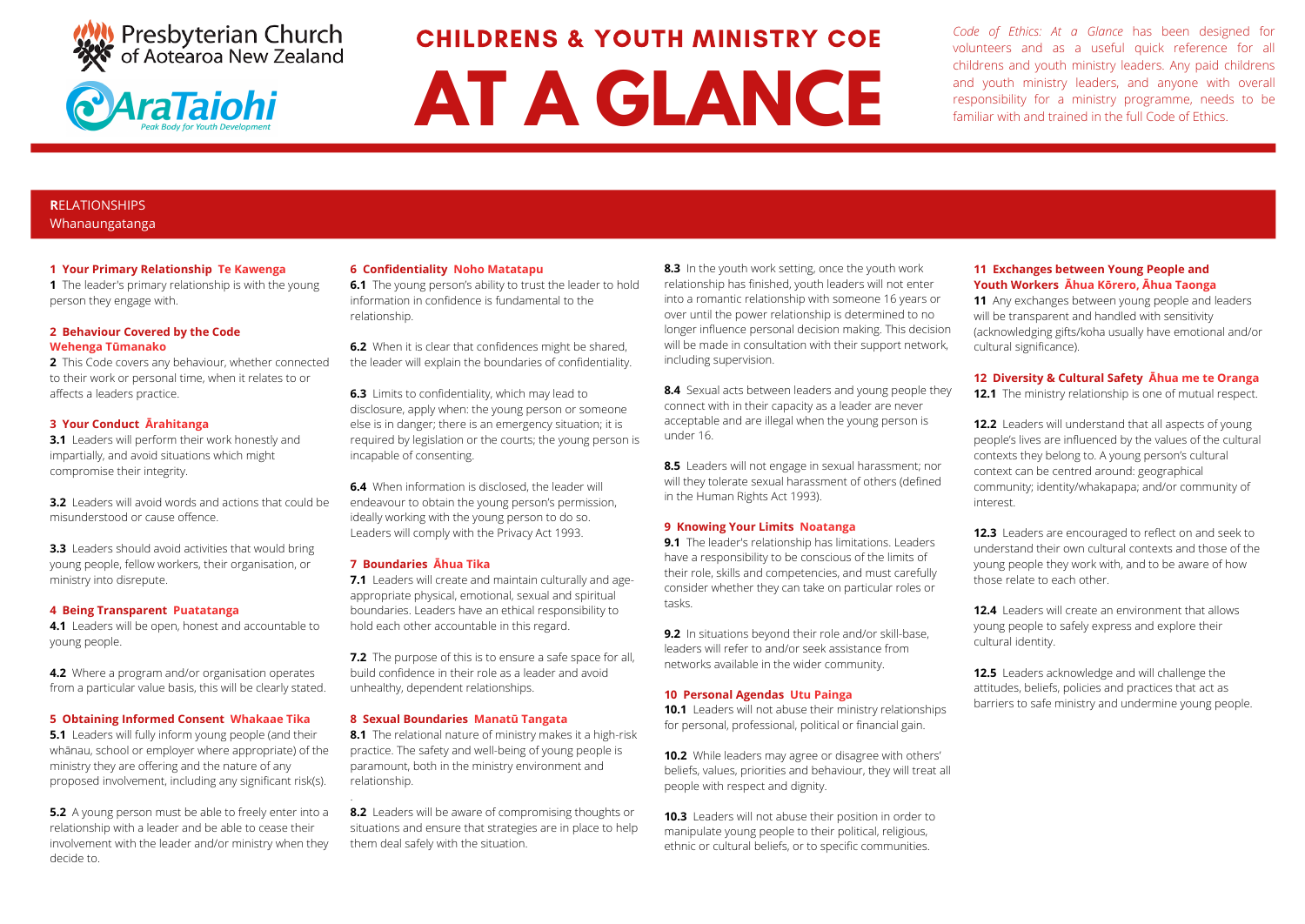Presbyterian Church of Aotearoa New Zealand

AraTaiohi — Peak Body for Youth Development

# CHILDRENS & YOUTH MINISTRY COE

# AT A GLANCE

*Code of Ethics: At a Glance* has been designed for volunteers and as a useful quick reference for all childrens and youth ministry leaders. Any paid childrens and youth ministry leaders, and anyone with overall responsibility for a ministry programme, needs to be familiar with and trained in the full Code of Ethics.

## **R**ELATIONSHIPS
Whanaungatanga

### 1 Your Primary Relationship Te Kawenga

**1** The leader's primary relationship is with the young person they engage with.

### 2 Behaviour Covered by the Code Wehenga Tūmanako

**2** This Code covers any behaviour, whether connected to their work or personal time, when it relates to or affects a leaders practice.

### 3 Your Conduct Ārahitanga

**3.1** Leaders will perform their work honestly and impartially, and avoid situations which might compromise their integrity.

**3.2** Leaders will avoid words and actions that could be misunderstood or cause offence.

**3.3** Leaders should avoid activities that would bring young people, fellow workers, their organisation, or ministry into disrepute.

### 4 Being Transparent Puatatanga

**4.1** Leaders will be open, honest and accountable to young people.

**4.2** Where a program and/or organisation operates from a particular value basis, this will be clearly stated.

### 5 Obtaining Informed Consent Whakaae Tika

**5.1** Leaders will fully inform young people (and their whānau, school or employer where appropriate) of the ministry they are offering and the nature of any proposed involvement, including any significant risk(s).

**5.2** A young person must be able to freely enter into a relationship with a leader and be able to cease their involvement with the leader and/or ministry when they decide to.

### 6 Confidentiality Noho Matatapu

**6.1** The young person's ability to trust the leader to hold information in confidence is fundamental to the relationship.

**6.2** When it is clear that confidences might be shared, the leader will explain the boundaries of confidentiality.

**6.3** Limits to confidentiality, which may lead to disclosure, apply when: the young person or someone else is in danger; there is an emergency situation; it is required by legislation or the courts; the young person is incapable of consenting.

**6.4** When information is disclosed, the leader will endeavour to obtain the young person's permission, ideally working with the young person to do so. Leaders will comply with the Privacy Act 1993.

### 7 Boundaries Āhua Tika

**7.1** Leaders will create and maintain culturally and age-appropriate physical, emotional, sexual and spiritual boundaries. Leaders have an ethical responsibility to hold each other accountable in this regard.

**7.2** The purpose of this is to ensure a safe space for all, build confidence in their role as a leader and avoid unhealthy, dependent relationships.

### 8 Sexual Boundaries Manatū Tangata

**8.1** The relational nature of ministry makes it a high-risk practice. The safety and well-being of young people is paramount, both in the ministry environment and relationship.

**8.2** Leaders will be aware of compromising thoughts or situations and ensure that strategies are in place to help them deal safely with the situation.

**8.3** In the youth work setting, once the youth work relationship has finished, youth leaders will not enter into a romantic relationship with someone 16 years or over until the power relationship is determined to no longer influence personal decision making. This decision will be made in consultation with their support network, including supervision.

**8.4** Sexual acts between leaders and young people they connect with in their capacity as a leader are never acceptable and are illegal when the young person is under 16.

**8.5** Leaders will not engage in sexual harassment; nor will they tolerate sexual harassment of others (defined in the Human Rights Act 1993).

### 9 Knowing Your Limits Noatanga

**9.1** The leader's relationship has limitations. Leaders have a responsibility to be conscious of the limits of their role, skills and competencies, and must carefully consider whether they can take on particular roles or tasks.

**9.2** In situations beyond their role and/or skill-base, leaders will refer to and/or seek assistance from networks available in the wider community.

### 10 Personal Agendas Utu Painga

**10.1** Leaders will not abuse their ministry relationships for personal, professional, political or financial gain.

**10.2** While leaders may agree or disagree with others' beliefs, values, priorities and behaviour, they will treat all people with respect and dignity.

**10.3** Leaders will not abuse their position in order to manipulate young people to their political, religious, ethnic or cultural beliefs, or to specific communities.

### 11 Exchanges between Young People and Youth Workers Āhua Kōrero, Āhua Taonga

**11** Any exchanges between young people and leaders will be transparent and handled with sensitivity (acknowledging gifts/koha usually have emotional and/or cultural significance).

### 12 Diversity & Cultural Safety Āhua me te Oranga

**12.1** The ministry relationship is one of mutual respect.

**12.2** Leaders will understand that all aspects of young people's lives are influenced by the values of the cultural contexts they belong to. A young person's cultural context can be centred around: geographical community; identity/whakapapa; and/or community of interest.

**12.3** Leaders are encouraged to reflect on and seek to understand their own cultural contexts and those of the young people they work with, and to be aware of how those relate to each other.

**12.4** Leaders will create an environment that allows young people to safely express and explore their cultural identity.

**12.5** Leaders acknowledge and will challenge the attitudes, beliefs, policies and practices that act as barriers to safe ministry and undermine young people.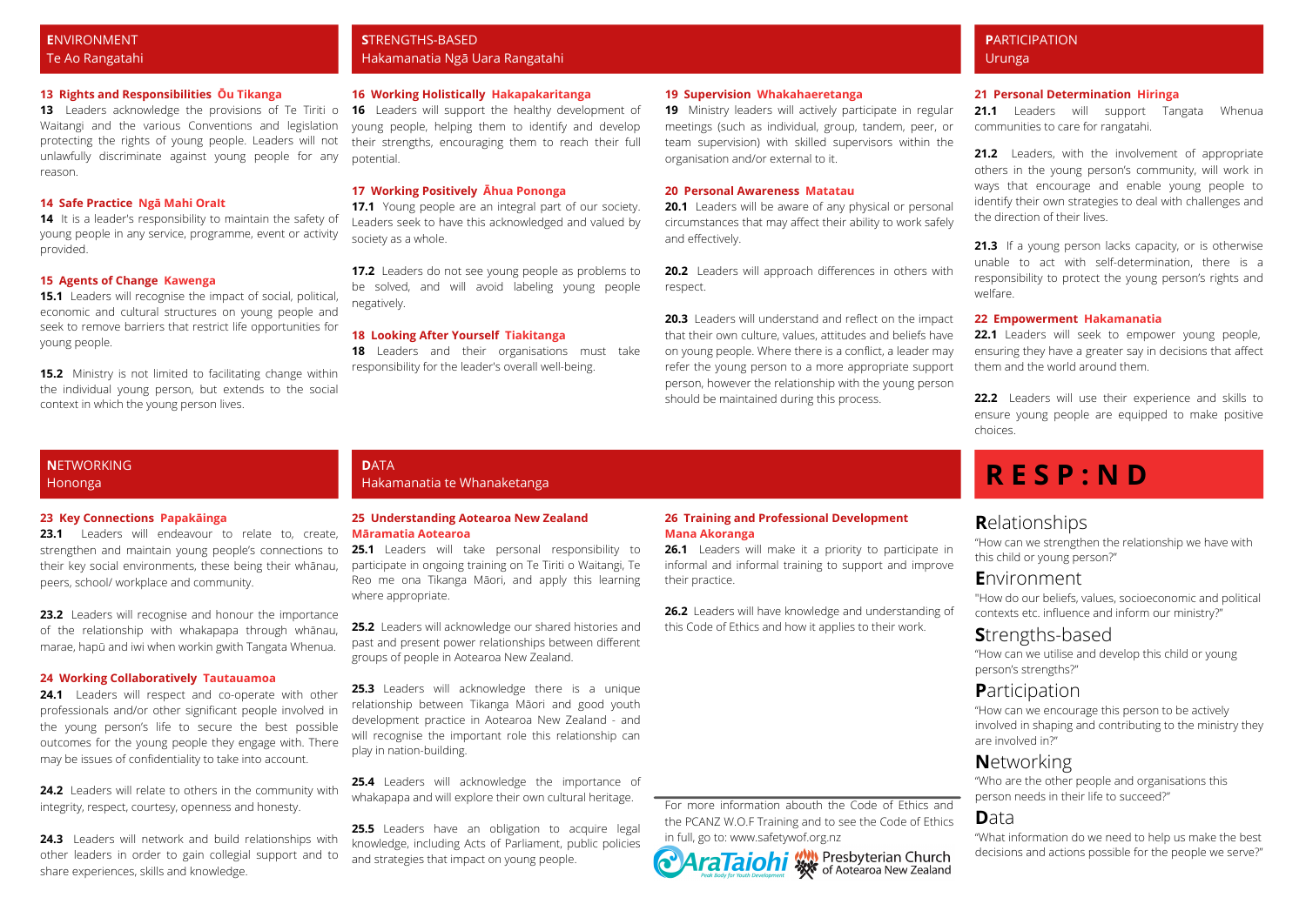## ENVIRONMENT
## Te Ao Rangatahi

### 13 Rights and Responsibilities Ōu Tikanga

**13** Leaders acknowledge the provisions of Te Tiriti o Waitangi and the various Conventions and legislation protecting the rights of young people. Leaders will not unlawfully discriminate against young people for any reason.

### 14 Safe Practice Ngā Mahi OraIt

**14** It is a leader's responsibility to maintain the safety of young people in any service, programme, event or activity provided.

### 15 Agents of Change Kawenga

**15.1** Leaders will recognise the impact of social, political, economic and cultural structures on young people and seek to remove barriers that restrict life opportunities for young people.

**15.2** Ministry is not limited to facilitating change within the individual young person, but extends to the social context in which the young person lives.

## STRENGTHS-BASED
## Hakamanatia Ngā Uara Rangatahi

### 16 Working Holistically Hakapakaritanga

**16** Leaders will support the healthy development of young people, helping them to identify and develop their strengths, encouraging them to reach their full potential.

### 17 Working Positively Āhua Pononga

**17.1** Young people are an integral part of our society. Leaders seek to have this acknowledged and valued by society as a whole.

**17.2** Leaders do not see young people as problems to be solved, and will avoid labeling young people negatively.

### 18 Looking After Yourself Tiakitanga

**18** Leaders and their organisations must take responsibility for the leader's overall well-being.

### 19 Supervision Whakahaeretanga

**19** Ministry leaders will actively participate in regular meetings (such as individual, group, tandem, peer, or team supervision) with skilled supervisors within the organisation and/or external to it.

### 20 Personal Awareness Matatau

**20.1** Leaders will be aware of any physical or personal circumstances that may affect their ability to work safely and effectively.

**20.2** Leaders will approach differences in others with respect.

**20.3** Leaders will understand and reflect on the impact that their own culture, values, attitudes and beliefs have on young people. Where there is a conflict, a leader may refer the young person to a more appropriate support person, however the relationship with the young person should be maintained during this process.

## PARTICIPATION
## Urunga

### 21 Personal Determination Hiringa

**21.1** Leaders will support Tangata Whenua communities to care for rangatahi.

**21.2** Leaders, with the involvement of appropriate others in the young person's community, will work in ways that encourage and enable young people to identify their own strategies to deal with challenges and the direction of their lives.

**21.3** If a young person lacks capacity, or is otherwise unable to act with self-determination, there is a responsibility to protect the young person's rights and welfare.

### 22 Empowerment Hakamanatia

**22.1** Leaders will seek to empower young people, ensuring they have a greater say in decisions that affect them and the world around them.

**22.2** Leaders will use their experience and skills to ensure young people are equipped to make positive choices.

## NETWORKING
## Hononga

### 23 Key Connections Papakāinga

**23.1** Leaders will endeavour to relate to, create, strengthen and maintain young people's connections to their key social environments, these being their whānau, peers, school/ workplace and community.

**23.2** Leaders will recognise and honour the importance of the relationship with whakapapa through whānau, marae, hapū and iwi when workin gwith Tangata Whenua.

### 24 Working Collaboratively Tautauamoa

**24.1** Leaders will respect and co-operate with other professionals and/or other significant people involved in the young person's life to secure the best possible outcomes for the young people they engage with. There may be issues of confidentiality to take into account.

**24.2** Leaders will relate to others in the community with integrity, respect, courtesy, openness and honesty.

**24.3** Leaders will network and build relationships with other leaders in order to gain collegial support and to share experiences, skills and knowledge.

## DATA
## Hakamanatia te Whanaketanga

### 25 Understanding Aotearoa New Zealand Māramatia Aotearoa

**25.1** Leaders will take personal responsibility to participate in ongoing training on Te Tiriti o Waitangi, Te Reo me ona Tikanga Māori, and apply this learning where appropriate.

**25.2** Leaders will acknowledge our shared histories and past and present power relationships between different groups of people in Aotearoa New Zealand.

**25.3** Leaders will acknowledge there is a unique relationship between Tikanga Māori and good youth development practice in Aotearoa New Zealand - and will recognise the important role this relationship can play in nation-building.

**25.4** Leaders will acknowledge the importance of whakapapa and will explore their own cultural heritage.

**25.5** Leaders have an obligation to acquire legal knowledge, including Acts of Parliament, public policies and strategies that impact on young people.

### 26 Training and Professional Development Mana Akoranga

**26.1** Leaders will make it a priority to participate in informal and formal training to support and improve their practice.

**26.2** Leaders will have knowledge and understanding of this Code of Ethics and how it applies to their work.

For more information abouth the Code of Ethics and the PCANZ W.O.F Training and to see the Code of Ethics in full, go to: www.safetywof.org.nz

AraTaiohi — Peak Body for Youth Development
Presbyterian Church of Aotearoa New Zealand

# R E S P : N D

**R**elationships
"How can we strengthen the relationship we have with this child or young person?"

**E**nvironment
"How do our beliefs, values, socioeconomic and political contexts etc. influence and inform our ministry?"

**S**trengths-based
"How can we utilise and develop this child or young person's strengths?"

**P**articipation
"How can we encourage this person to be actively involved in shaping and contributing to the ministry they are involved in?"

**N**etworking
"Who are the other people and organisations this person needs in their life to succeed?"

**D**ata
"What information do we need to help us make the best decisions and actions possible for the people we serve?"